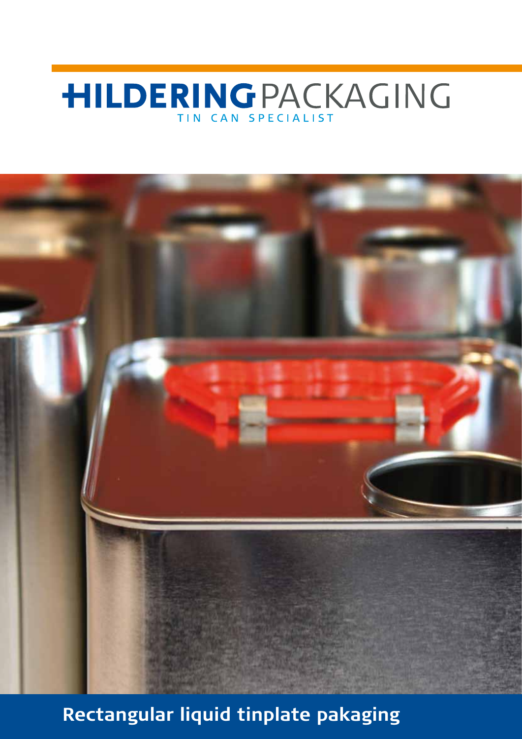# HILDERING PACKAGING

TIN CAN SPECIALIST

## Rectangular liquid tinplate pakaging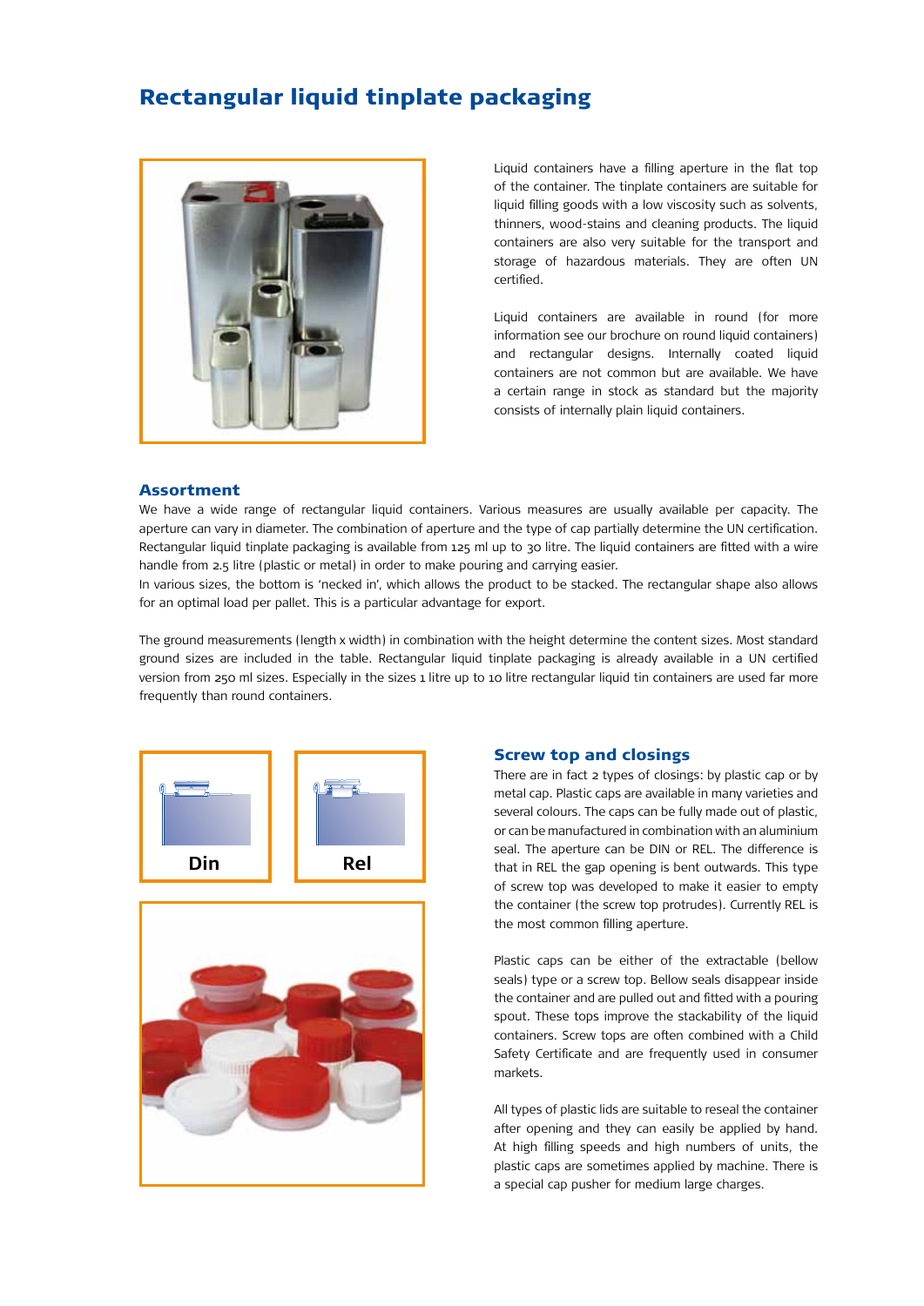# Rectangular liquid tinplate packaging

Liquid containers have a filling aperture in the flat top of the container. The tinplate containers are suitable for liquid filling goods with a low viscosity such as solvents, thinners, wood-stains and cleaning products. The liquid containers are also very suitable for the transport and storage of hazardous materials. They are often UN certified.

Liquid containers are available in round (for more information see our brochure on round liquid containers) and rectangular designs. Internally coated liquid containers are not common but are available. We have a certain range in stock as standard but the majority consists of internally plain liquid containers.

## Assortment

We have a wide range of rectangular liquid containers. Various measures are usually available per capacity. The aperture can vary in diameter. The combination of aperture and the type of cap partially determine the UN certification. Rectangular liquid tinplate packaging is available from 125 ml up to 30 litre. The liquid containers are fitted with a wire handle from 2.5 litre (plastic or metal) in order to make pouring and carrying easier.
In various sizes, the bottom is 'necked in', which allows the product to be stacked. The rectangular shape also allows for an optimal load per pallet. This is a particular advantage for export.

The ground measurements (length x width) in combination with the height determine the content sizes. Most standard ground sizes are included in the table. Rectangular liquid tinplate packaging is already available in a UN certified version from 250 ml sizes. Especially in the sizes 1 litre up to 10 litre rectangular liquid tin containers are used far more frequently than round containers.

Din

Rel

## Screw top and closings

There are in fact 2 types of closings: by plastic cap or by metal cap. Plastic caps are available in many varieties and several colours. The caps can be fully made out of plastic, or can be manufactured in combination with an aluminium seal. The aperture can be DIN or REL. The difference is that in REL the gap opening is bent outwards. This type of screw top was developed to make it easier to empty the container (the screw top protrudes). Currently REL is the most common filling aperture.

Plastic caps can be either of the extractable (bellow seals) type or a screw top. Bellow seals disappear inside the container and are pulled out and fitted with a pouring spout. These tops improve the stackability of the liquid containers. Screw tops are often combined with a Child Safety Certificate and are frequently used in consumer markets.

All types of plastic lids are suitable to reseal the container after opening and they can easily be applied by hand. At high filling speeds and high numbers of units, the plastic caps are sometimes applied by machine. There is a special cap pusher for medium large charges.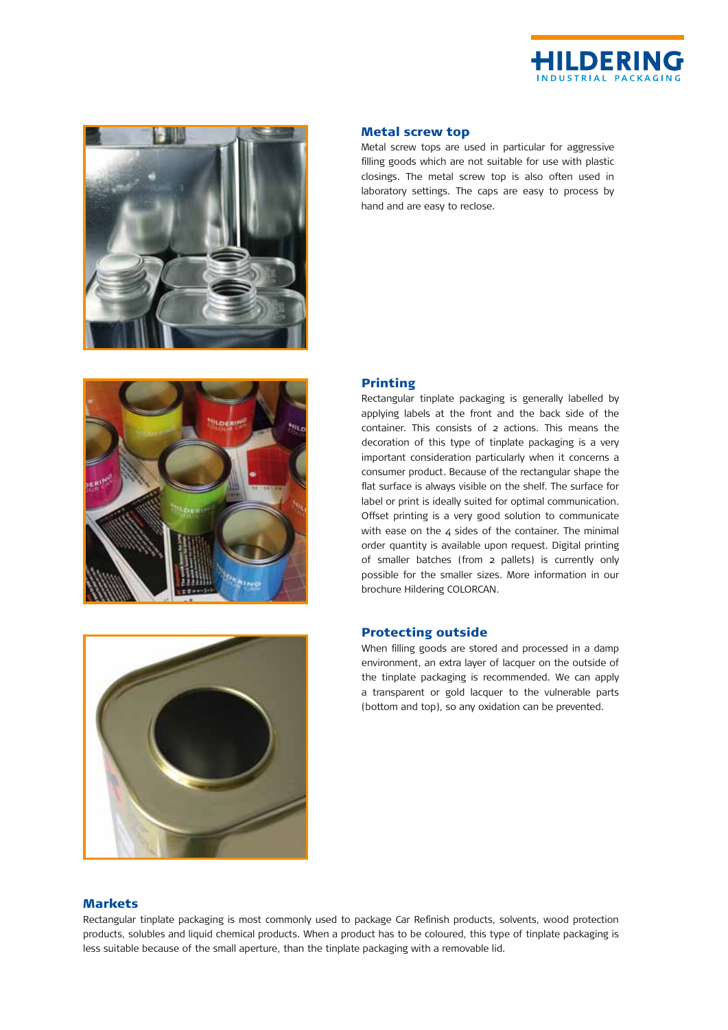## Metal screw top

Metal screw tops are used in particular for aggressive filling goods which are not suitable for use with plastic closings. The metal screw top is also often used in laboratory settings. The caps are easy to process by hand and are easy to reclose.

## Printing

Rectangular tinplate packaging is generally labelled by applying labels at the front and the back side of the container. This consists of 2 actions. This means the decoration of this type of tinplate packaging is a very important consideration particularly when it concerns a consumer product. Because of the rectangular shape the flat surface is always visible on the shelf. The surface for label or print is ideally suited for optimal communication. Offset printing is a very good solution to communicate with ease on the 4 sides of the container. The minimal order quantity is available upon request. Digital printing of smaller batches (from 2 pallets) is currently only possible for the smaller sizes. More information in our brochure Hildering COLORCAN.

## Protecting outside

When filling goods are stored and processed in a damp environment, an extra layer of lacquer on the outside of the tinplate packaging is recommended. We can apply a transparent or gold lacquer to the vulnerable parts (bottom and top), so any oxidation can be prevented.

## Markets

Rectangular tinplate packaging is most commonly used to package Car Refinish products, solvents, wood protection products, solubles and liquid chemical products. When a product has to be coloured, this type of tinplate packaging is less suitable because of the small aperture, than the tinplate packaging with a removable lid.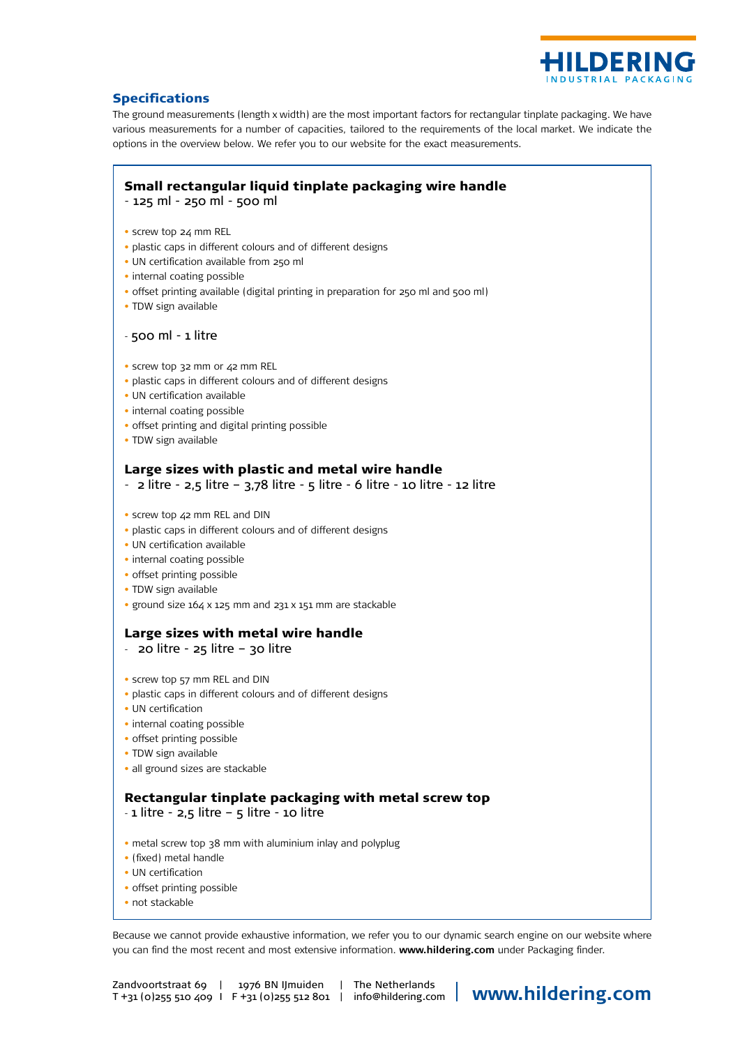## Specifications

The ground measurements (length x width) are the most important factors for rectangular tinplate packaging. We have various measurements for a number of capacities, tailored to the requirements of the local market. We indicate the options in the overview below. We refer you to our website for the exact measurements.

### Small rectangular liquid tinplate packaging wire handle

- 125 ml - 250 ml - 500 ml

- screw top 24 mm REL
- plastic caps in different colours and of different designs
- UN certification available from 250 ml
- internal coating possible
- offset printing available (digital printing in preparation for 250 ml and 500 ml)
- TDW sign available

- 500 ml - 1 litre

- screw top 32 mm or 42 mm REL
- plastic caps in different colours and of different designs
- UN certification available
- internal coating possible
- offset printing and digital printing possible
- TDW sign available

### Large sizes with plastic and metal wire handle

- 2 litre - 2,5 litre – 3,78 litre - 5 litre - 6 litre - 10 litre - 12 litre

- screw top 42 mm REL and DIN
- plastic caps in different colours and of different designs
- UN certification available
- internal coating possible
- offset printing possible
- TDW sign available
- ground size 164 x 125 mm and 231 x 151 mm are stackable

### Large sizes with metal wire handle

- 20 litre - 25 litre – 30 litre

- screw top 57 mm REL and DIN
- plastic caps in different colours and of different designs
- UN certification
- internal coating possible
- offset printing possible
- TDW sign available
- all ground sizes are stackable

### Rectangular tinplate packaging with metal screw top

- 1 litre - 2,5 litre – 5 litre - 10 litre

- metal screw top 38 mm with aluminium inlay and polyplug
- (fixed) metal handle
- UN certification
- offset printing possible
- not stackable

Because we cannot provide exhaustive information, we refer you to our dynamic search engine on our website where you can find the most recent and most extensive information. **www.hildering.com** under Packaging finder.

Zandvoortstraat 69 | 1976 BN IJmuiden | The Netherlands
T +31 (0)255 510 409 | F +31 (0)255 512 801 | info@hildering.com | **www.hildering.com**